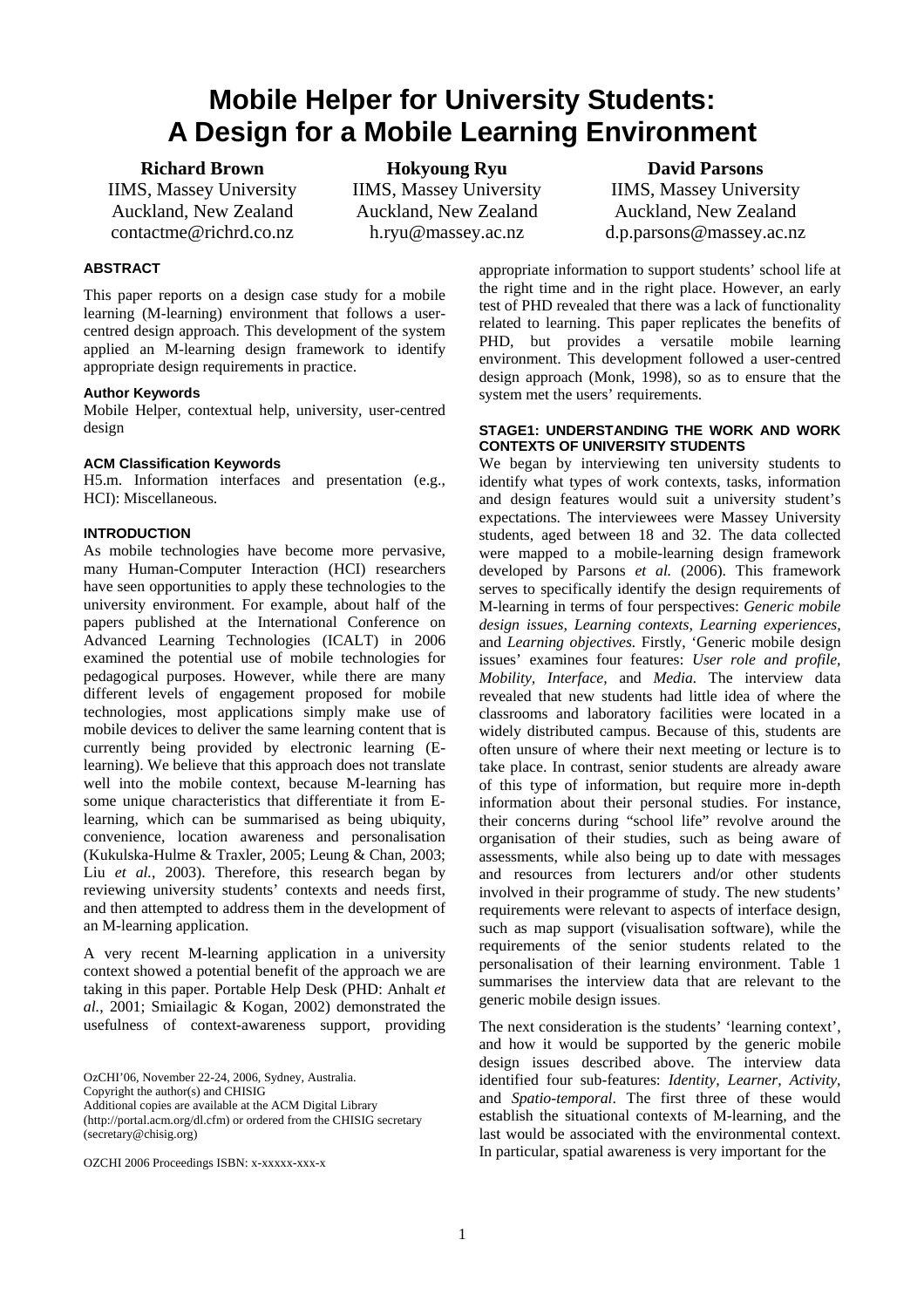# Mobile Helper for University Students: A Design for a Mobile Learning Environment

**Richard Brown**
IIMS, Massey University
Auckland, New Zealand
contactme@richrd.co.nz

**Hokyoung Ryu**
IIMS, Massey University
Auckland, New Zealand
h.ryu@massey.ac.nz

**David Parsons**
IIMS, Massey University
Auckland, New Zealand
d.p.parsons@massey.ac.nz

## ABSTRACT

This paper reports on a design case study for a mobile learning (M-learning) environment that follows a user-centred design approach. This development of the system applied an M-learning design framework to identify appropriate design requirements in practice.

### Author Keywords

Mobile Helper, contextual help, university, user-centred design

### ACM Classification Keywords

H5.m. Information interfaces and presentation (e.g., HCI): Miscellaneous.

## INTRODUCTION

As mobile technologies have become more pervasive, many Human-Computer Interaction (HCI) researchers have seen opportunities to apply these technologies to the university environment. For example, about half of the papers published at the International Conference on Advanced Learning Technologies (ICALT) in 2006 examined the potential use of mobile technologies for pedagogical purposes. However, while there are many different levels of engagement proposed for mobile technologies, most applications simply make use of mobile devices to deliver the same learning content that is currently being provided by electronic learning (E-learning). We believe that this approach does not translate well into the mobile context, because M-learning has some unique characteristics that differentiate it from E-learning, which can be summarised as being ubiquity, convenience, location awareness and personalisation (Kukulska-Hulme & Traxler, 2005; Leung & Chan, 2003; Liu *et al.*, 2003). Therefore, this research began by reviewing university students' contexts and needs first, and then attempted to address them in the development of an M-learning application.

A very recent M-learning application in a university context showed a potential benefit of the approach we are taking in this paper. Portable Help Desk (PHD: Anhalt *et al.*, 2001; Smiailagic & Kogan, 2002) demonstrated the usefulness of context-awareness support, providing appropriate information to support students' school life at the right time and in the right place. However, an early test of PHD revealed that there was a lack of functionality related to learning. This paper replicates the benefits of PHD, but provides a versatile mobile learning environment. This development followed a user-centred design approach (Monk, 1998), so as to ensure that the system met the users' requirements.

OzCHI'06, November 22-24, 2006, Sydney, Australia.
Copyright the author(s) and CHISIG
Additional copies are available at the ACM Digital Library (http://portal.acm.org/dl.cfm) or ordered from the CHISIG secretary (secretary@chisig.org)

OZCHI 2006 Proceedings ISBN: x-xxxxx-xxx-x

## STAGE1: UNDERSTANDING THE WORK AND WORK CONTEXTS OF UNIVERSITY STUDENTS

We began by interviewing ten university students to identify what types of work contexts, tasks, information and design features would suit a university student's expectations. The interviewees were Massey University students, aged between 18 and 32. The data collected were mapped to a mobile-learning design framework developed by Parsons *et al.* (2006). This framework serves to specifically identify the design requirements of M-learning in terms of four perspectives: *Generic mobile design issues*, *Learning contexts*, *Learning experiences*, and *Learning objectives*. Firstly, 'Generic mobile design issues' examines four features: *User role and profile*, *Mobility*, *Interface*, and *Media*. The interview data revealed that new students had little idea of where the classrooms and laboratory facilities were located in a widely distributed campus. Because of this, students are often unsure of where their next meeting or lecture is to take place. In contrast, senior students are already aware of this type of information, but require more in-depth information about their personal studies. For instance, their concerns during "school life" revolve around the organisation of their studies, such as being aware of assessments, while also being up to date with messages and resources from lecturers and/or other students involved in their programme of study. The new students' requirements were relevant to aspects of interface design, such as map support (visualisation software), while the requirements of the senior students related to the personalisation of their learning environment. Table 1 summarises the interview data that are relevant to the generic mobile design issues.

The next consideration is the students' 'learning context', and how it would be supported by the generic mobile design issues described above. The interview data identified four sub-features: *Identity*, *Learner*, *Activity*, and *Spatio-temporal*. The first three of these would establish the situational contexts of M-learning, and the last would be associated with the environmental context. In particular, spatial awareness is very important for the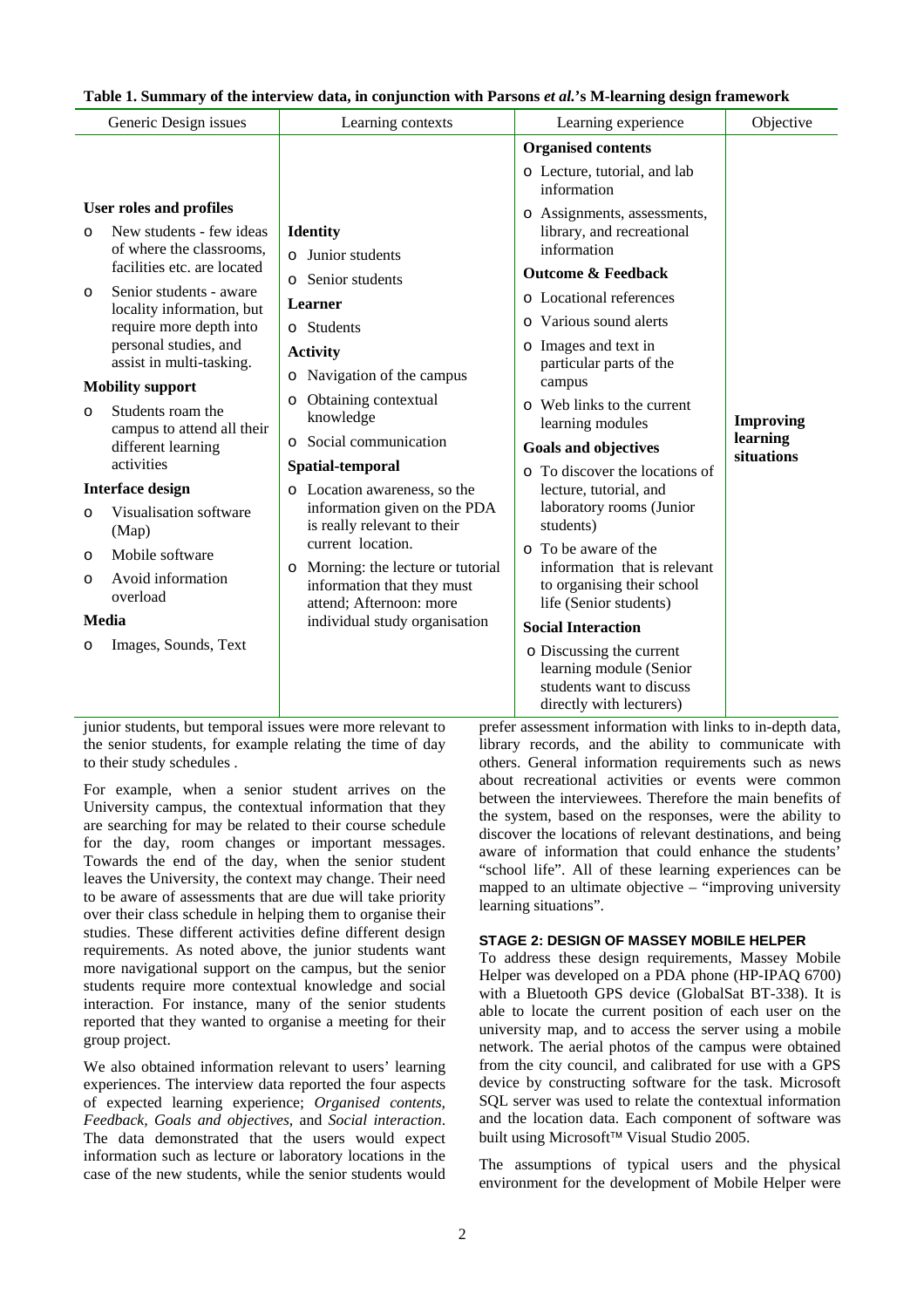**Table 1. Summary of the interview data, in conjunction with Parsons *et al.*'s M-learning design framework**

| Generic Design issues | Learning contexts | Learning experience | Objective |
|---|---|---|---|
| **User roles and profiles**<br>o New students - few ideas of where the classrooms, facilities etc. are located<br>o Senior students - aware locality information, but require more depth into personal studies, and assist in multi-tasking.<br>**Mobility support**<br>o Students roam the campus to attend all their different learning activities<br>**Interface design**<br>o Visualisation software (Map)<br>o Mobile software<br>o Avoid information overload<br>**Media**<br>o Images, Sounds, Text | **Identity**<br>o Junior students<br>o Senior students<br>**Learner**<br>o Students<br>**Activity**<br>o Navigation of the campus<br>o Obtaining contextual knowledge<br>o Social communication<br>**Spatial-temporal**<br>o Location awareness, so the information given on the PDA is really relevant to their current location.<br>o Morning: the lecture or tutorial information that they must attend; Afternoon: more individual study organisation | **Organised contents**<br>o Lecture, tutorial, and lab information<br>o Assignments, assessments, library, and recreational information<br>**Outcome & Feedback**<br>o Locational references<br>o Various sound alerts<br>o Images and text in particular parts of the campus<br>o Web links to the current learning modules<br>**Goals and objectives**<br>o To discover the locations of lecture, tutorial, and laboratory rooms (Junior students)<br>o To be aware of the information that is relevant to organising their school life (Senior students)<br>**Social Interaction**<br>o Discussing the current learning module (Senior students want to discuss directly with lecturers) | **Improving learning situations** |

junior students, but temporal issues were more relevant to the senior students, for example relating the time of day to their study schedules .

For example, when a senior student arrives on the University campus, the contextual information that they are searching for may be related to their course schedule for the day, room changes or important messages. Towards the end of the day, when the senior student leaves the University, the context may change. Their need to be aware of assessments that are due will take priority over their class schedule in helping them to organise their studies. These different activities define different design requirements. As noted above, the junior students want more navigational support on the campus, but the senior students require more contextual knowledge and social interaction. For instance, many of the senior students reported that they wanted to organise a meeting for their group project.

We also obtained information relevant to users' learning experiences. The interview data reported the four aspects of expected learning experience; *Organised contents*, *Feedback*, *Goals and objectives*, and *Social interaction*. The data demonstrated that the users would expect information such as lecture or laboratory locations in the case of the new students, while the senior students would prefer assessment information with links to in-depth data, library records, and the ability to communicate with others. General information requirements such as news about recreational activities or events were common between the interviewees. Therefore the main benefits of the system, based on the responses, were the ability to discover the locations of relevant destinations, and being aware of information that could enhance the students' "school life". All of these learning experiences can be mapped to an ultimate objective – "improving university learning situations".

### STAGE 2: DESIGN OF MASSEY MOBILE HELPER

To address these design requirements, Massey Mobile Helper was developed on a PDA phone (HP-IPAQ 6700) with a Bluetooth GPS device (GlobalSat BT-338). It is able to locate the current position of each user on the university map, and to access the server using a mobile network. The aerial photos of the campus were obtained from the city council, and calibrated for use with a GPS device by constructing software for the task. Microsoft SQL server was used to relate the contextual information and the location data. Each component of software was built using Microsoft™ Visual Studio 2005.

The assumptions of typical users and the physical environment for the development of Mobile Helper were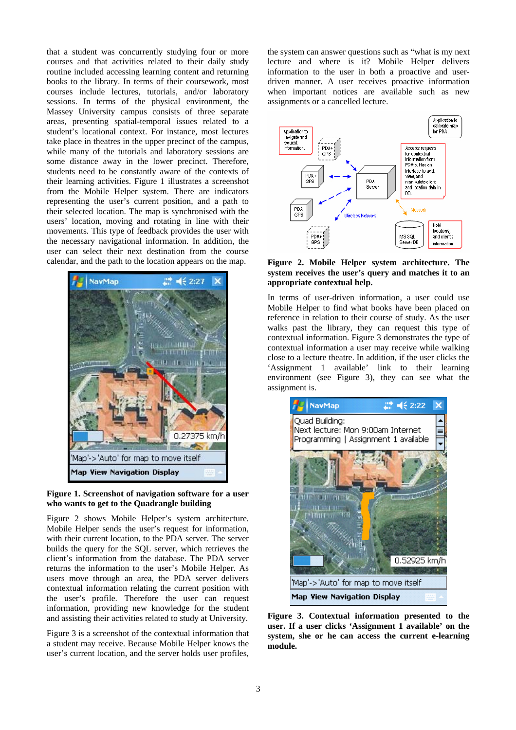that a student was concurrently studying four or more courses and that activities related to their daily study routine included accessing learning content and returning books to the library. In terms of their coursework, most courses include lectures, tutorials, and/or laboratory sessions. In terms of the physical environment, the Massey University campus consists of three separate areas, presenting spatial-temporal issues related to a student's locational context. For instance, most lectures take place in theatres in the upper precinct of the campus, while many of the tutorials and laboratory sessions are some distance away in the lower precinct. Therefore, students need to be constantly aware of the contexts of their learning activities. Figure 1 illustrates a screenshot from the Mobile Helper system. There are indicators representing the user's current position, and a path to their selected location. The map is synchronised with the users' location, moving and rotating in line with their movements. This type of feedback provides the user with the necessary navigational information. In addition, the user can select their next destination from the course calendar, and the path to the location appears on the map.

**Figure 1. Screenshot of navigation software for a user who wants to get to the Quadrangle building**

Figure 2 shows Mobile Helper's system architecture. Mobile Helper sends the user's request for information, with their current location, to the PDA server. The server builds the query for the SQL server, which retrieves the client's information from the database. The PDA server returns the information to the user's Mobile Helper. As users move through an area, the PDA server delivers contextual information relating the current position with the user's profile. Therefore the user can request information, providing new knowledge for the student and assisting their activities related to study at University.

Figure 3 is a screenshot of the contextual information that a student may receive. Because Mobile Helper knows the user's current location, and the server holds user profiles, the system can answer questions such as "what is my next lecture and where is it? Mobile Helper delivers information to the user in both a proactive and user-driven manner. A user receives proactive information when important notices are available such as new assignments or a cancelled lecture.

**Figure 2. Mobile Helper system architecture. The system receives the user's query and matches it to an appropriate contextual help.**

In terms of user-driven information, a user could use Mobile Helper to find what books have been placed on reference in relation to their course of study. As the user walks past the library, they can request this type of contextual information. Figure 3 demonstrates the type of contextual information a user may receive while walking close to a lecture theatre. In addition, if the user clicks the 'Assignment 1 available' link to their learning environment (see Figure 3), they can see what the assignment is.

**Figure 3. Contextual information presented to the user. If a user clicks 'Assignment 1 available' on the system, she or he can access the current e-learning module.**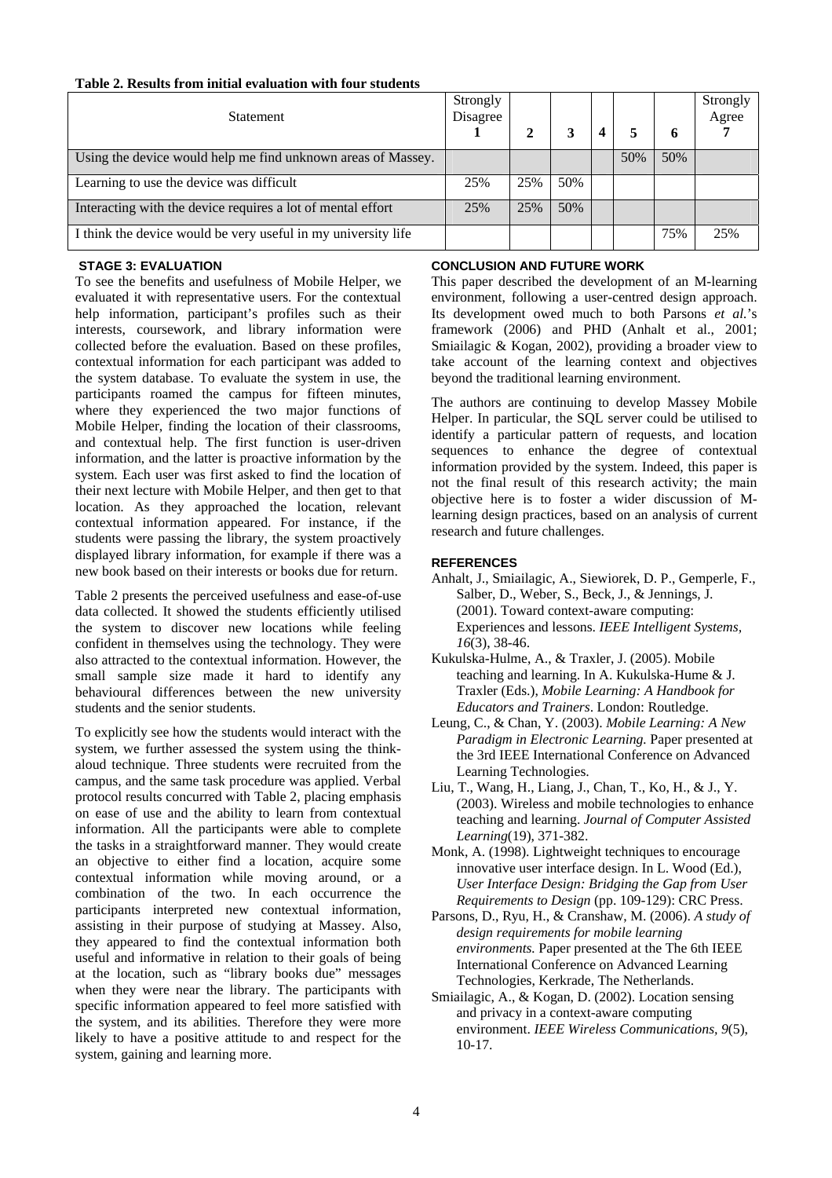**Table 2. Results from initial evaluation with four students**

| Statement | Strongly Disagree 1 | 2 | 3 | 4 | 5 | 6 | Strongly Agree 7 |
|---|---|---|---|---|---|---|---|
| Using the device would help me find unknown areas of Massey. | | | | | 50% | 50% | |
| Learning to use the device was difficult | 25% | 25% | 50% | | | | |
| Interacting with the device requires a lot of mental effort | 25% | 25% | 50% | | | | |
| I think the device would be very useful in my university life | | | | | | 75% | 25% |

## STAGE 3: EVALUATION

To see the benefits and usefulness of Mobile Helper, we evaluated it with representative users. For the contextual help information, participant's profiles such as their interests, coursework, and library information were collected before the evaluation. Based on these profiles, contextual information for each participant was added to the system database. To evaluate the system in use, the participants roamed the campus for fifteen minutes, where they experienced the two major functions of Mobile Helper, finding the location of their classrooms, and contextual help. The first function is user-driven information, and the latter is proactive information by the system. Each user was first asked to find the location of their next lecture with Mobile Helper, and then get to that location. As they approached the location, relevant contextual information appeared. For instance, if the students were passing the library, the system proactively displayed library information, for example if there was a new book based on their interests or books due for return.

Table 2 presents the perceived usefulness and ease-of-use data collected. It showed the students efficiently utilised the system to discover new locations while feeling confident in themselves using the technology. They were also attracted to the contextual information. However, the small sample size made it hard to identify any behavioural differences between the new university students and the senior students.

To explicitly see how the students would interact with the system, we further assessed the system using the think-aloud technique. Three students were recruited from the campus, and the same task procedure was applied. Verbal protocol results concurred with Table 2, placing emphasis on ease of use and the ability to learn from contextual information. All the participants were able to complete the tasks in a straightforward manner. They would create an objective to either find a location, acquire some contextual information while moving around, or a combination of the two. In each occurrence the participants interpreted new contextual information, assisting in their purpose of studying at Massey. Also, they appeared to find the contextual information both useful and informative in relation to their goals of being at the location, such as "library books due" messages when they were near the library. The participants with specific information appeared to feel more satisfied with the system, and its abilities. Therefore they were more likely to have a positive attitude to and respect for the system, gaining and learning more.

## CONCLUSION AND FUTURE WORK

This paper described the development of an M-learning environment, following a user-centred design approach. Its development owed much to both Parsons *et al.*'s framework (2006) and PHD (Anhalt et al., 2001; Smiailagic & Kogan, 2002), providing a broader view to take account of the learning context and objectives beyond the traditional learning environment.

The authors are continuing to develop Massey Mobile Helper. In particular, the SQL server could be utilised to identify a particular pattern of requests, and location sequences to enhance the degree of contextual information provided by the system. Indeed, this paper is not the final result of this research activity; the main objective here is to foster a wider discussion of M-learning design practices, based on an analysis of current research and future challenges.

## REFERENCES

Anhalt, J., Smiailagic, A., Siewiorek, D. P., Gemperle, F., Salber, D., Weber, S., Beck, J., & Jennings, J. (2001). Toward context-aware computing: Experiences and lessons. *IEEE Intelligent Systems, 16*(3), 38-46.

Kukulska-Hulme, A., & Traxler, J. (2005). Mobile teaching and learning. In A. Kukulska-Hume & J. Traxler (Eds.), *Mobile Learning: A Handbook for Educators and Trainers*. London: Routledge.

Leung, C., & Chan, Y. (2003). *Mobile Learning: A New Paradigm in Electronic Learning.* Paper presented at the 3rd IEEE International Conference on Advanced Learning Technologies.

Liu, T., Wang, H., Liang, J., Chan, T., Ko, H., & J., Y. (2003). Wireless and mobile technologies to enhance teaching and learning. *Journal of Computer Assisted Learning*(19), 371-382.

Monk, A. (1998). Lightweight techniques to encourage innovative user interface design. In L. Wood (Ed.), *User Interface Design: Bridging the Gap from User Requirements to Design* (pp. 109-129): CRC Press.

Parsons, D., Ryu, H., & Cranshaw, M. (2006). *A study of design requirements for mobile learning environments.* Paper presented at the The 6th IEEE International Conference on Advanced Learning Technologies, Kerkrade, The Netherlands.

Smiailagic, A., & Kogan, D. (2002). Location sensing and privacy in a context-aware computing environment. *IEEE Wireless Communications, 9*(5), 10-17.